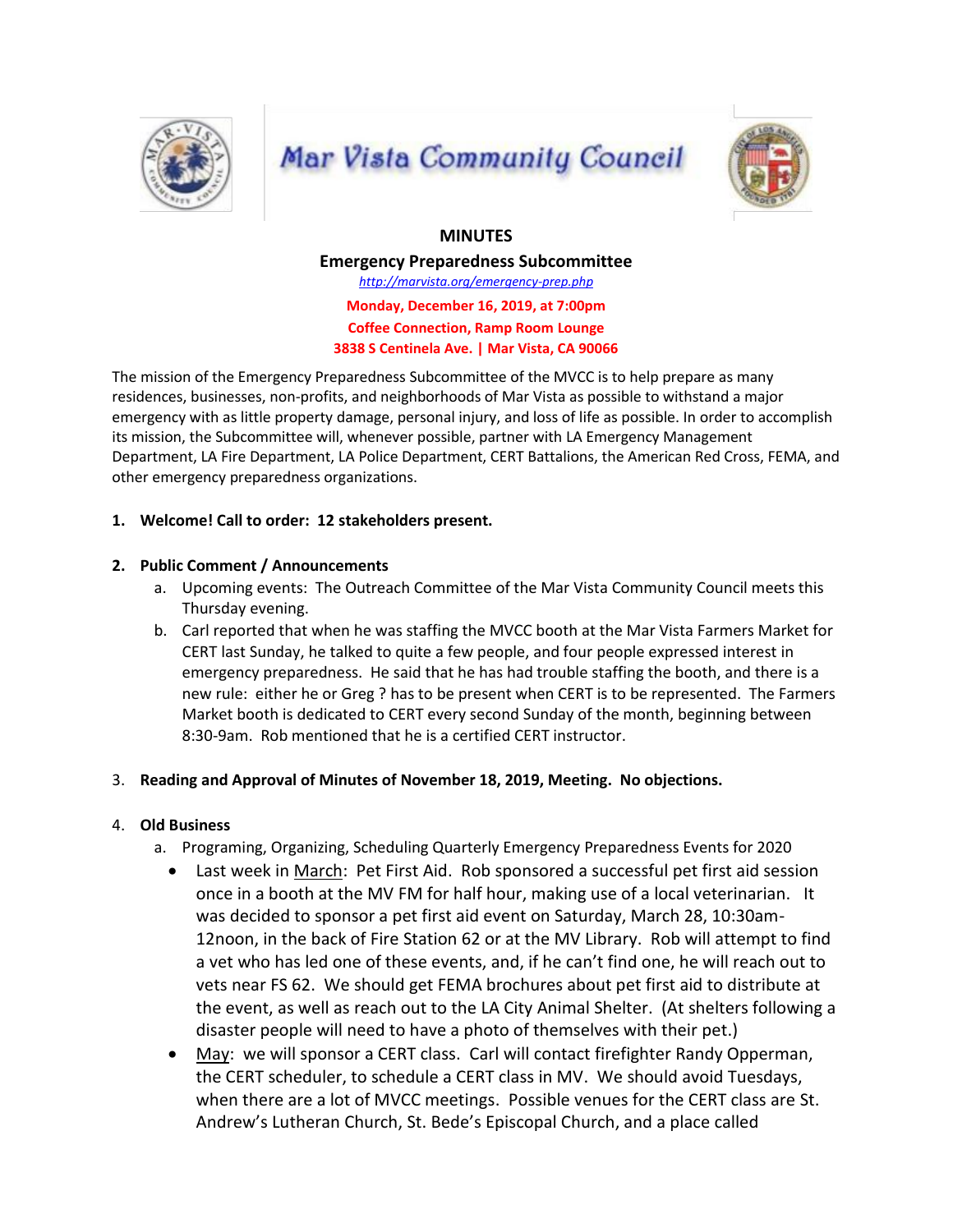# Mar Vista Community Council

## MINUTES

### Emergency Preparedness Subcommittee

http://marvista.org/emergency-prep.php

**Monday, December 16, 2019, at 7:00pm**
**Coffee Connection, Ramp Room Lounge**
**3838 S Centinela Ave. | Mar Vista, CA 90066**

The mission of the Emergency Preparedness Subcommittee of the MVCC is to help prepare as many residences, businesses, non-profits, and neighborhoods of Mar Vista as possible to withstand a major emergency with as little property damage, personal injury, and loss of life as possible. In order to accomplish its mission, the Subcommittee will, whenever possible, partner with LA Emergency Management Department, LA Fire Department, LA Police Department, CERT Battalions, the American Red Cross, FEMA, and other emergency preparedness organizations.

1. **Welcome! Call to order: 12 stakeholders present.**

2. **Public Comment / Announcements**
   a. Upcoming events: The Outreach Committee of the Mar Vista Community Council meets this Thursday evening.
   b. Carl reported that when he was staffing the MVCC booth at the Mar Vista Farmers Market for CERT last Sunday, he talked to quite a few people, and four people expressed interest in emergency preparedness. He said that he has had trouble staffing the booth, and there is a new rule: either he or Greg ? has to be present when CERT is to be represented. The Farmers Market booth is dedicated to CERT every second Sunday of the month, beginning between 8:30-9am. Rob mentioned that he is a certified CERT instructor.

3. **Reading and Approval of Minutes of November 18, 2019, Meeting. No objections.**

4. **Old Business**
   a. Programing, Organizing, Scheduling Quarterly Emergency Preparedness Events for 2020
      - Last week in <u>March</u>: Pet First Aid. Rob sponsored a successful pet first aid session once in a booth at the MV FM for half hour, making use of a local veterinarian. It was decided to sponsor a pet first aid event on Saturday, March 28, 10:30am-12noon, in the back of Fire Station 62 or at the MV Library. Rob will attempt to find a vet who has led one of these events, and, if he can't find one, he will reach out to vets near FS 62. We should get FEMA brochures about pet first aid to distribute at the event, as well as reach out to the LA City Animal Shelter. (At shelters following a disaster people will need to have a photo of themselves with their pet.)
      - <u>May</u>: we will sponsor a CERT class. Carl will contact firefighter Randy Opperman, the CERT scheduler, to schedule a CERT class in MV. We should avoid Tuesdays, when there are a lot of MVCC meetings. Possible venues for the CERT class are St. Andrew's Lutheran Church, St. Bede's Episcopal Church, and a place called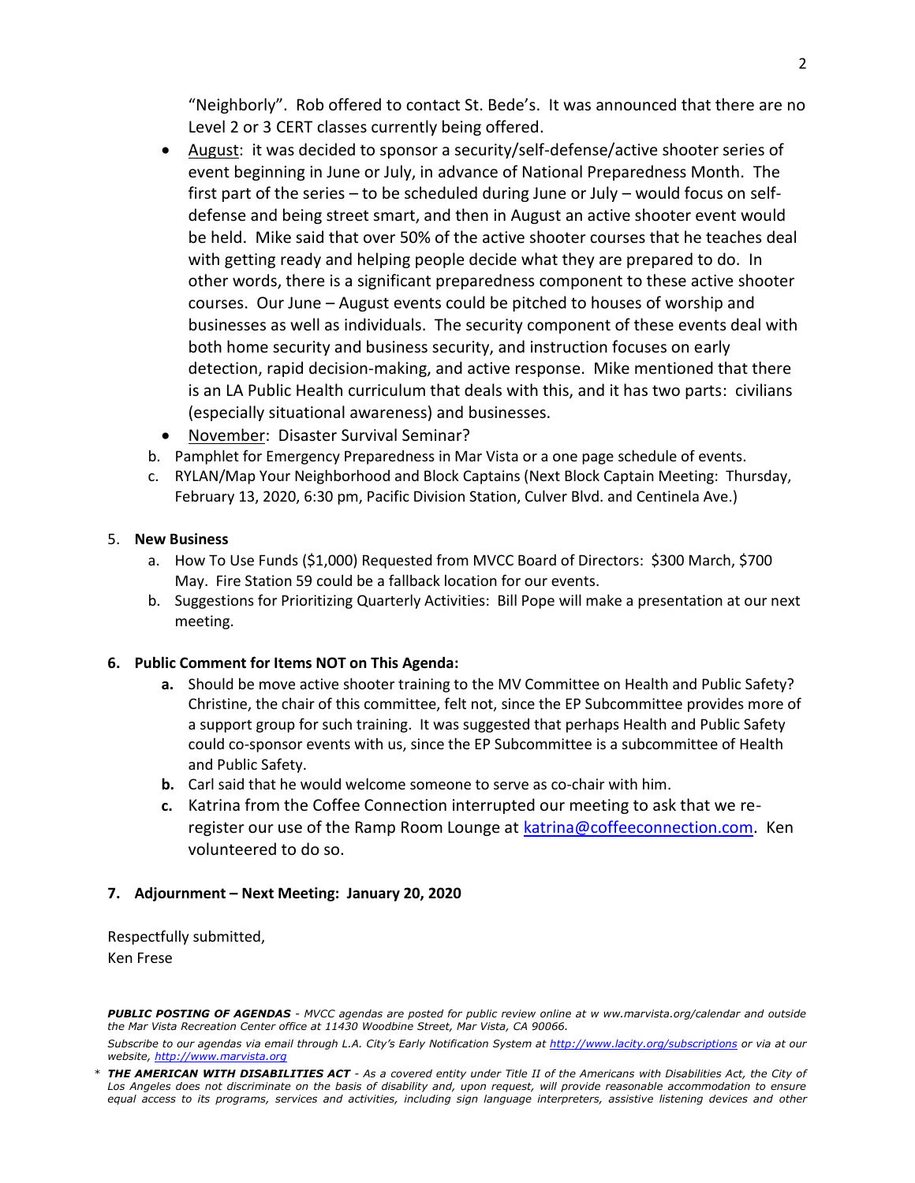"Neighborly". Rob offered to contact St. Bede's. It was announced that there are no Level 2 or 3 CERT classes currently being offered.

- August: it was decided to sponsor a security/self-defense/active shooter series of event beginning in June or July, in advance of National Preparedness Month. The first part of the series – to be scheduled during June or July – would focus on self-defense and being street smart, and then in August an active shooter event would be held. Mike said that over 50% of the active shooter courses that he teaches deal with getting ready and helping people decide what they are prepared to do. In other words, there is a significant preparedness component to these active shooter courses. Our June – August events could be pitched to houses of worship and businesses as well as individuals. The security component of these events deal with both home security and business security, and instruction focuses on early detection, rapid decision-making, and active response. Mike mentioned that there is an LA Public Health curriculum that deals with this, and it has two parts: civilians (especially situational awareness) and businesses.
- November: Disaster Survival Seminar?

b. Pamphlet for Emergency Preparedness in Mar Vista or a one page schedule of events.

c. RYLAN/Map Your Neighborhood and Block Captains (Next Block Captain Meeting: Thursday, February 13, 2020, 6:30 pm, Pacific Division Station, Culver Blvd. and Centinela Ave.)

5. **New Business**
   a. How To Use Funds ($1,000) Requested from MVCC Board of Directors: $300 March, $700 May. Fire Station 59 could be a fallback location for our events.
   b. Suggestions for Prioritizing Quarterly Activities: Bill Pope will make a presentation at our next meeting.

6. **Public Comment for Items NOT on This Agenda:**
   **a.** Should be move active shooter training to the MV Committee on Health and Public Safety? Christine, the chair of this committee, felt not, since the EP Subcommittee provides more of a support group for such training. It was suggested that perhaps Health and Public Safety could co-sponsor events with us, since the EP Subcommittee is a subcommittee of Health and Public Safety.
   **b.** Carl said that he would welcome someone to serve as co-chair with him.
   **c.** Katrina from the Coffee Connection interrupted our meeting to ask that we re-register our use of the Ramp Room Lounge at katrina@coffeeconnection.com. Ken volunteered to do so.

7. **Adjournment – Next Meeting: January 20, 2020**

Respectfully submitted,
Ken Frese

***PUBLIC POSTING OF AGENDAS*** *- MVCC agendas are posted for public review online at w ww.marvista.org/calendar and outside the Mar Vista Recreation Center office at 11430 Woodbine Street, Mar Vista, CA 90066.*

*Subscribe to our agendas via email through L.A. City's Early Notification System at http://www.lacity.org/subscriptions or via at our website, http://www.marvista.org*

\* ***THE AMERICAN WITH DISABILITIES ACT*** *- As a covered entity under Title II of the Americans with Disabilities Act, the City of Los Angeles does not discriminate on the basis of disability and, upon request, will provide reasonable accommodation to ensure equal access to its programs, services and activities, including sign language interpreters, assistive listening devices and other*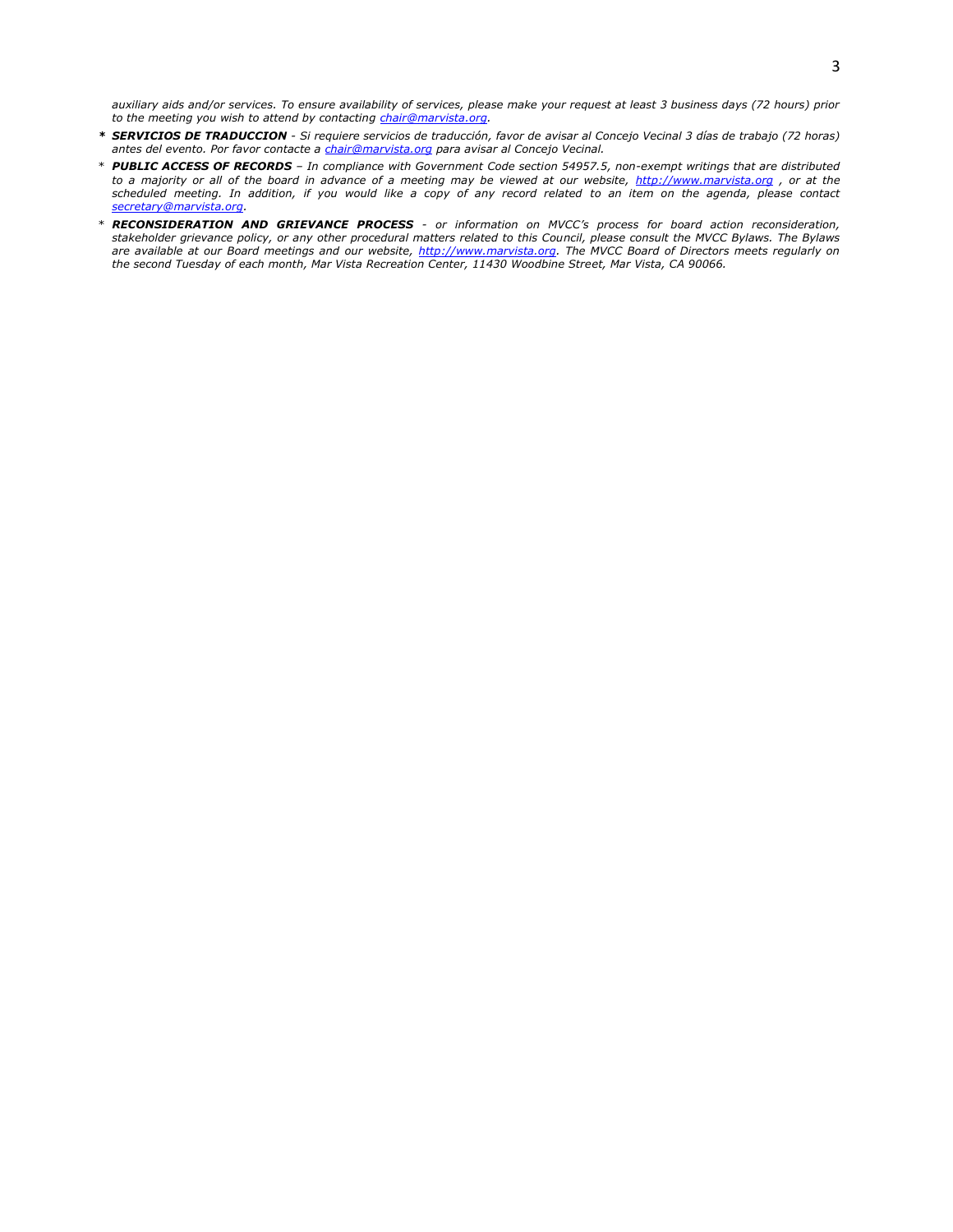*auxiliary aids and/or services. To ensure availability of services, please make your request at least 3 business days (72 hours) prior to the meeting you wish to attend by contacting chair@marvista.org.*

- ***SERVICIOS DE TRADUCCION** - Si requiere servicios de traducción, favor de avisar al Concejo Vecinal 3 días de trabajo (72 horas) antes del evento. Por favor contacte a chair@marvista.org para avisar al Concejo Vecinal.*
- ***PUBLIC ACCESS OF RECORDS** – In compliance with Government Code section 54957.5, non-exempt writings that are distributed to a majority or all of the board in advance of a meeting may be viewed at our website, http://www.marvista.org , or at the scheduled meeting. In addition, if you would like a copy of any record related to an item on the agenda, please contact secretary@marvista.org.*
- ***RECONSIDERATION AND GRIEVANCE PROCESS** - or information on MVCC's process for board action reconsideration, stakeholder grievance policy, or any other procedural matters related to this Council, please consult the MVCC Bylaws. The Bylaws are available at our Board meetings and our website, http://www.marvista.org. The MVCC Board of Directors meets regularly on the second Tuesday of each month, Mar Vista Recreation Center, 11430 Woodbine Street, Mar Vista, CA 90066.*